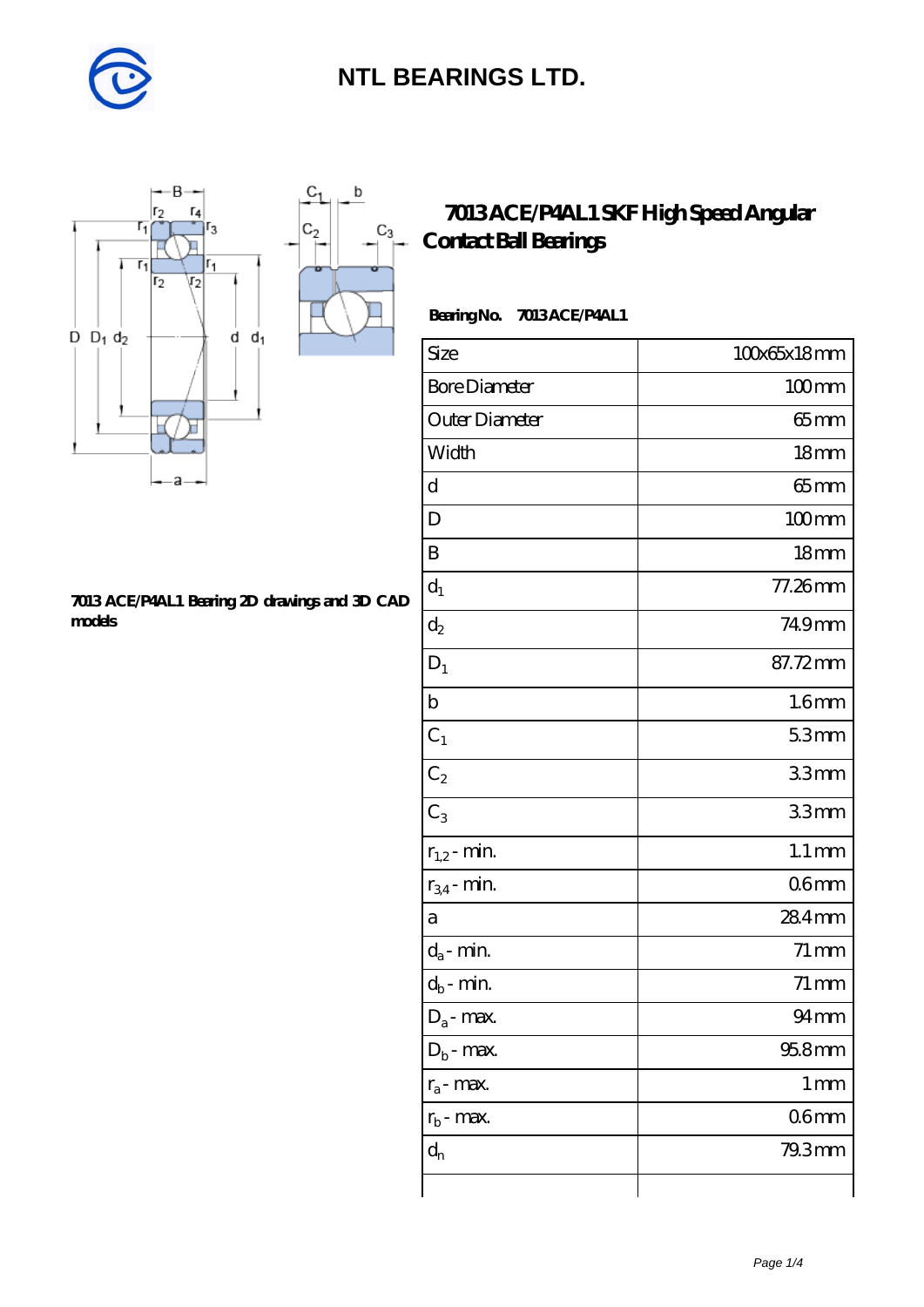# NTL BEARINGS LTD.

## 7013 ACE/P4AL1 SKF High Speed Angular Contact Ball Bearings

**Bearing No. 7013 ACE/P4AL1**

**7013 ACE/P4AL1 Bearing 2D drawings and 3D CAD models**

| Size | 100x65x18 mm |
|---|---|
| Bore Diameter | 100 mm |
| Outer Diameter | 65 mm |
| Width | 18 mm |
| d | 65 mm |
| D | 100 mm |
| B | 18 mm |
| $d_1$ | 77.26 mm |
| $d_2$ | 74.9 mm |
| $D_1$ | 87.72 mm |
| b | 1.6 mm |
| $C_1$ | 5.3 mm |
| $C_2$ | 3.3 mm |
| $C_3$ | 3.3 mm |
| $r_{1,2}$ - min. | 1.1 mm |
| $r_{3,4}$ - min. | 0.6 mm |
| a | 28.4 mm |
| $d_a$ - min. | 71 mm |
| $d_b$ - min. | 71 mm |
| $D_a$ - max. | 94 mm |
| $D_b$ - max. | 95.8 mm |
| $r_a$ - max. | 1 mm |
| $r_b$ - max. | 0.6 mm |
| $d_n$ | 79.3 mm |
| | |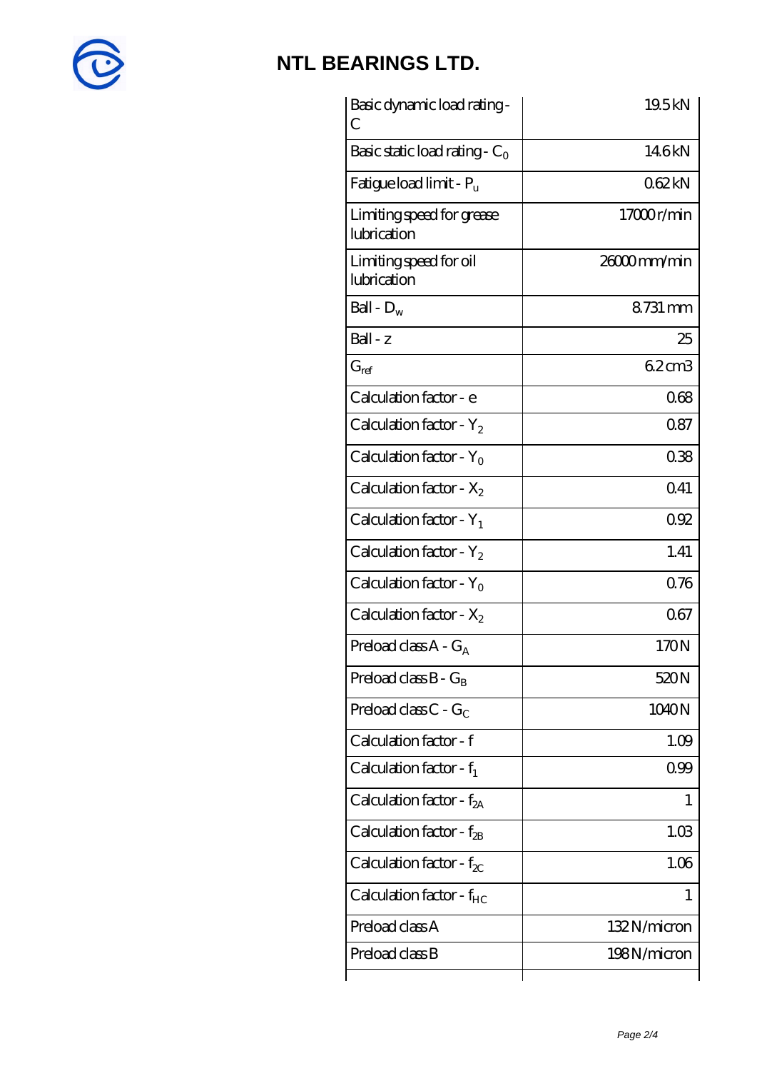# NTL BEARINGS LTD.

| | |
|---|---|
| Basic dynamic load rating - C | 19.5 kN |
| Basic static load rating - $C_0$ | 14.6 kN |
| Fatigue load limit - $P_u$ | 0.62 kN |
| Limiting speed for grease lubrication | 17000 r/min |
| Limiting speed for oil lubrication | 26000 mm/min |
| Ball - $D_w$ | 8.731 mm |
| Ball - z | 25 |
| $G_{ref}$ | 6.2 cm3 |
| Calculation factor - e | 0.68 |
| Calculation factor - $Y_2$ | 0.87 |
| Calculation factor - $Y_0$ | 0.38 |
| Calculation factor - $X_2$ | 0.41 |
| Calculation factor - $Y_1$ | 0.92 |
| Calculation factor - $Y_2$ | 1.41 |
| Calculation factor - $Y_0$ | 0.76 |
| Calculation factor - $X_2$ | 0.67 |
| Preload class A - $G_A$ | 170 N |
| Preload class B - $G_B$ | 520 N |
| Preload class C - $G_C$ | 1040 N |
| Calculation factor - f | 1.09 |
| Calculation factor - $f_1$ | 0.99 |
| Calculation factor - $f_{2A}$ | 1 |
| Calculation factor - $f_{2B}$ | 1.03 |
| Calculation factor - $f_{2C}$ | 1.06 |
| Calculation factor - $f_{HC}$ | 1 |
| Preload class A | 132 N/micron |
| Preload class B | 198 N/micron |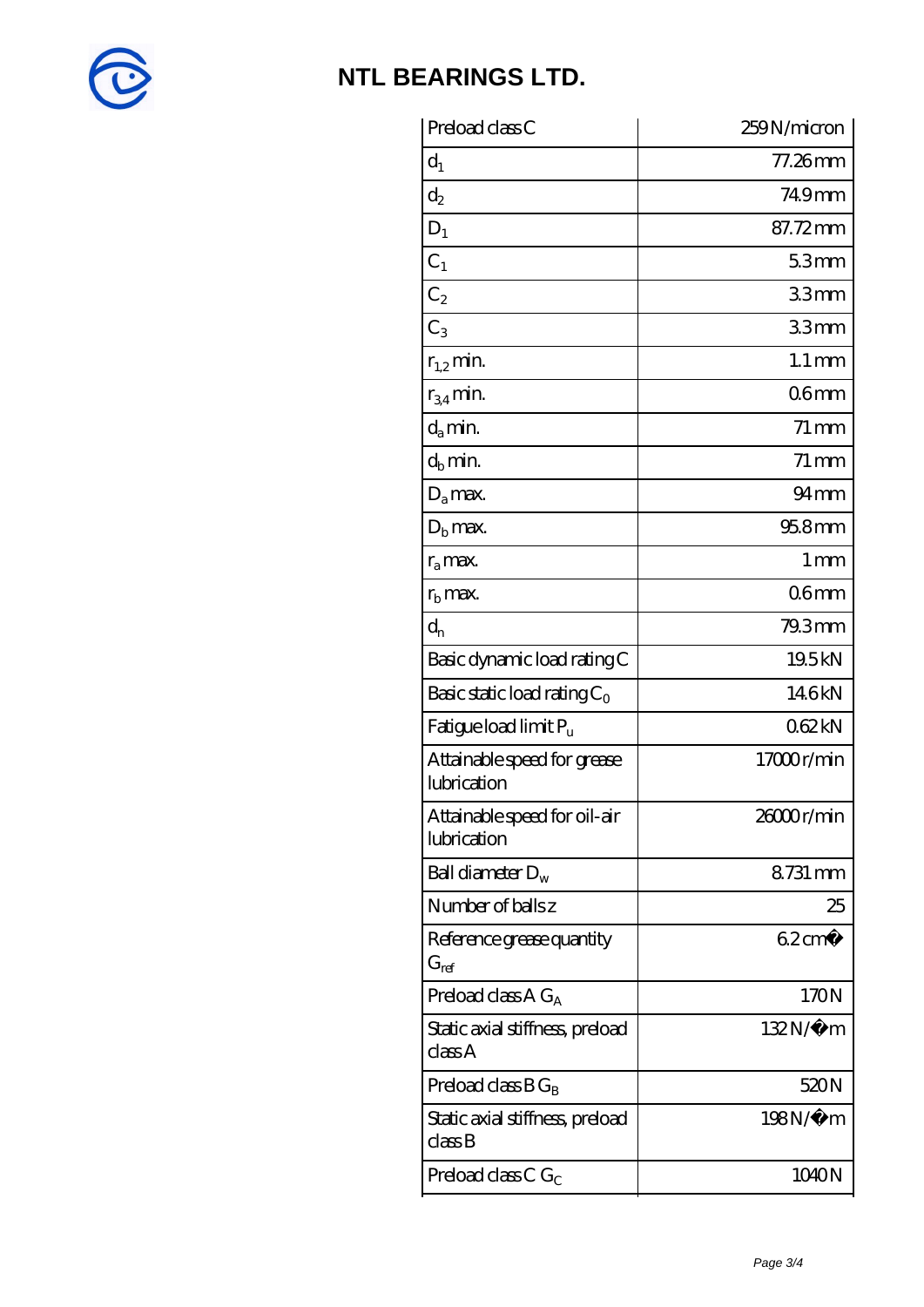## NTL BEARINGS LTD.

| | |
|---|---|
| Preload class C | 259 N/micron |
| $d_1$ | 77.26 mm |
| $d_2$ | 74.9 mm |
| $D_1$ | 87.72 mm |
| $C_1$ | 5.3 mm |
| $C_2$ | 3.3 mm |
| $C_3$ | 3.3 mm |
| $r_{1,2}$ min. | 1.1 mm |
| $r_{3,4}$ min. | 0.6 mm |
| $d_a$ min. | 71 mm |
| $d_b$ min. | 71 mm |
| $D_a$ max. | 94 mm |
| $D_b$ max. | 95.8 mm |
| $r_a$ max. | 1 mm |
| $r_b$ max. | 0.6 mm |
| $d_n$ | 79.3 mm |
| Basic dynamic load rating C | 19.5 kN |
| Basic static load rating $C_0$ | 14.6 kN |
| Fatigue load limit $P_u$ | 0.62 kN |
| Attainable speed for grease lubrication | 17000 r/min |
| Attainable speed for oil-air lubrication | 26000 r/min |
| Ball diameter $D_w$ | 8.731 mm |
| Number of balls z | 25 |
| Reference grease quantity $G_{ref}$ | 6.2 cm� |
| Preload class A $G_A$ | 170 N |
| Static axial stiffness, preload class A | 132 N/�m |
| Preload class B $G_B$ | 520 N |
| Static axial stiffness, preload class B | 198 N/�m |
| Preload class C $G_C$ | 1040 N |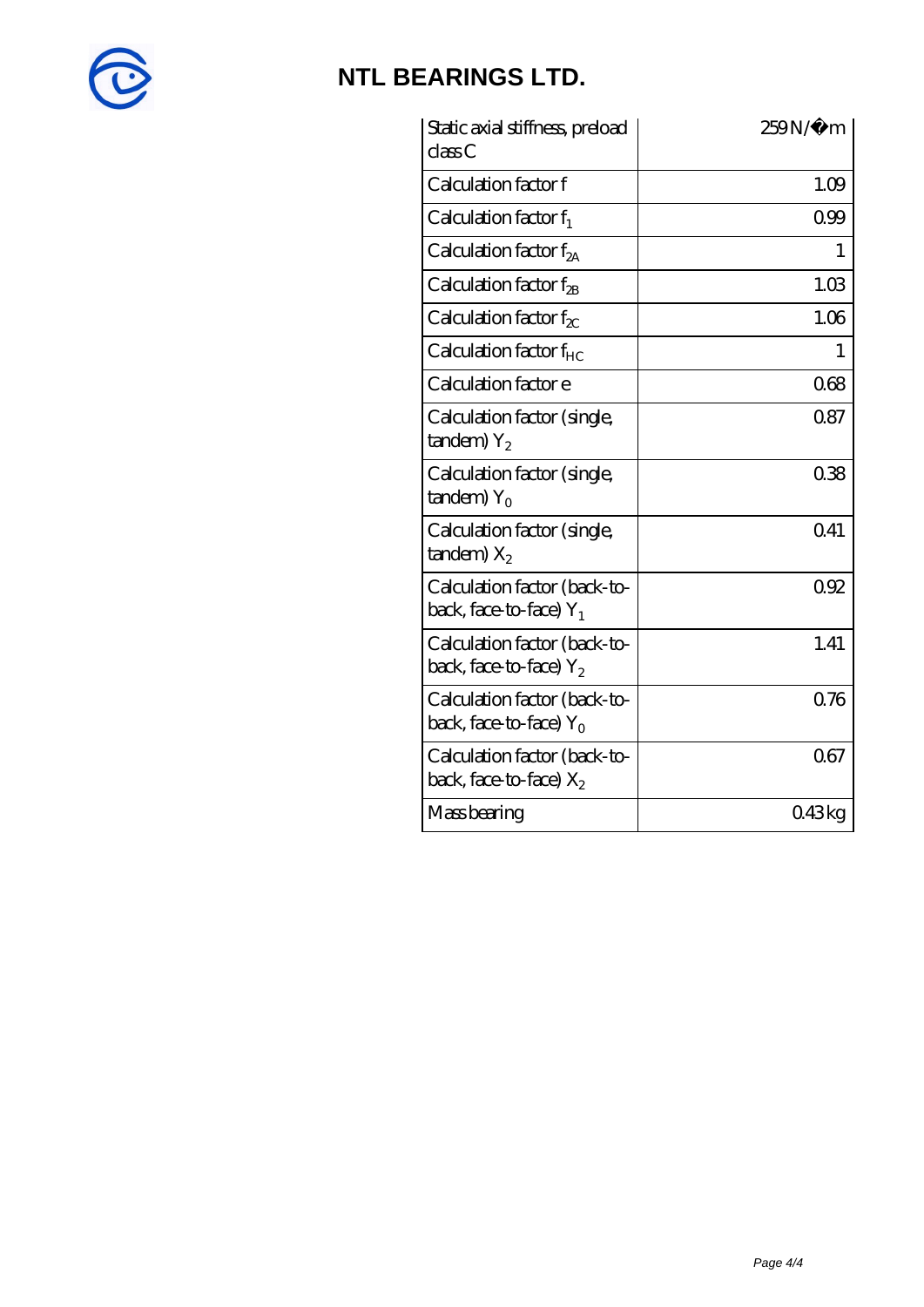# NTL BEARINGS LTD.

| | |
|---|---|
| Static axial stiffness, preload class C | 259 N/�m |
| Calculation factor f | 1.09 |
| Calculation factor $f_1$ | 0.99 |
| Calculation factor $f_{2A}$ | 1 |
| Calculation factor $f_{2B}$ | 1.03 |
| Calculation factor $f_{2C}$ | 1.06 |
| Calculation factor $f_{HC}$ | 1 |
| Calculation factor e | 0.68 |
| Calculation factor (single, tandem) $Y_2$ | 0.87 |
| Calculation factor (single, tandem) $Y_0$ | 0.38 |
| Calculation factor (single, tandem) $X_2$ | 0.41 |
| Calculation factor (back-to-back, face-to-face) $Y_1$ | 0.92 |
| Calculation factor (back-to-back, face-to-face) $Y_2$ | 1.41 |
| Calculation factor (back-to-back, face-to-face) $Y_0$ | 0.76 |
| Calculation factor (back-to-back, face-to-face) $X_2$ | 0.67 |
| Mass bearing | 0.43 kg |